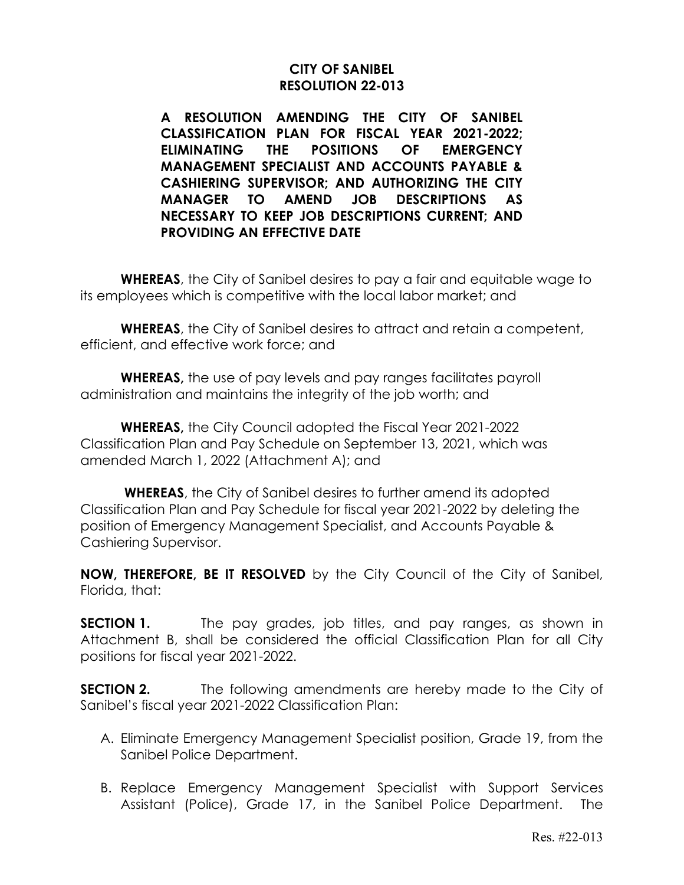# CITY OF SANIBEL
# RESOLUTION 22-013

**A RESOLUTION AMENDING THE CITY OF SANIBEL CLASSIFICATION PLAN FOR FISCAL YEAR 2021-2022; ELIMINATING THE POSITIONS OF EMERGENCY MANAGEMENT SPECIALIST AND ACCOUNTS PAYABLE & CASHIERING SUPERVISOR; AND AUTHORIZING THE CITY MANAGER TO AMEND JOB DESCRIPTIONS AS NECESSARY TO KEEP JOB DESCRIPTIONS CURRENT; AND PROVIDING AN EFFECTIVE DATE**

**WHEREAS**, the City of Sanibel desires to pay a fair and equitable wage to its employees which is competitive with the local labor market; and

**WHEREAS**, the City of Sanibel desires to attract and retain a competent, efficient, and effective work force; and

**WHEREAS,** the use of pay levels and pay ranges facilitates payroll administration and maintains the integrity of the job worth; and

**WHEREAS,** the City Council adopted the Fiscal Year 2021-2022 Classification Plan and Pay Schedule on September 13, 2021, which was amended March 1, 2022 (Attachment A); and

**WHEREAS**, the City of Sanibel desires to further amend its adopted Classification Plan and Pay Schedule for fiscal year 2021-2022 by deleting the position of Emergency Management Specialist, and Accounts Payable & Cashiering Supervisor.

**NOW, THEREFORE, BE IT RESOLVED** by the City Council of the City of Sanibel, Florida, that:

**SECTION 1.** The pay grades, job titles, and pay ranges, as shown in Attachment B, shall be considered the official Classification Plan for all City positions for fiscal year 2021-2022.

**SECTION 2.** The following amendments are hereby made to the City of Sanibel's fiscal year 2021-2022 Classification Plan:

A. Eliminate Emergency Management Specialist position, Grade 19, from the Sanibel Police Department.

B. Replace Emergency Management Specialist with Support Services Assistant (Police), Grade 17, in the Sanibel Police Department. The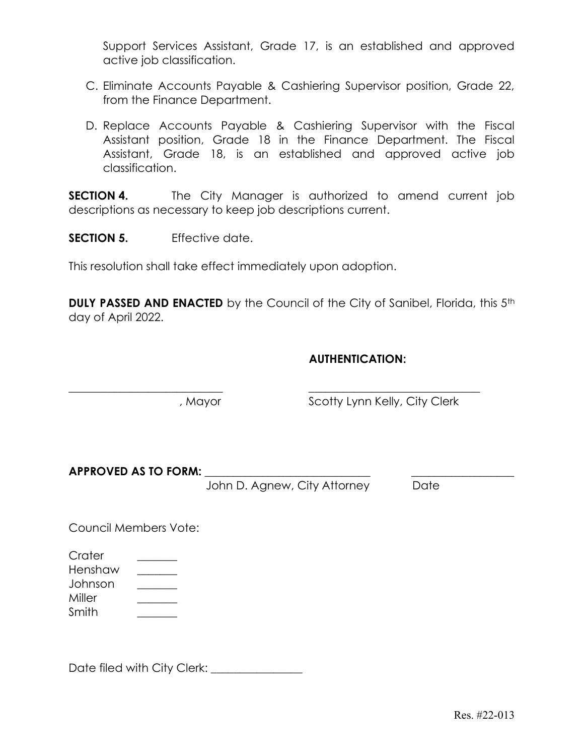Support Services Assistant, Grade 17, is an established and approved active job classification.

C. Eliminate Accounts Payable & Cashiering Supervisor position, Grade 22, from the Finance Department.

D. Replace Accounts Payable & Cashiering Supervisor with the Fiscal Assistant position, Grade 18 in the Finance Department. The Fiscal Assistant, Grade 18, is an established and approved active job classification.

**SECTION 4.** The City Manager is authorized to amend current job descriptions as necessary to keep job descriptions current.

**SECTION 5.** Effective date.

This resolution shall take effect immediately upon adoption.

**DULY PASSED AND ENACTED** by the Council of the City of Sanibel, Florida, this 5th day of April 2022.

**AUTHENTICATION:**

___________________________ , Mayor

___________________________ Scotty Lynn Kelly, City Clerk

**APPROVED AS TO FORM:** ___________________________ John D. Agnew, City Attorney

_________________ Date

Council Members Vote:

Crater _______
Henshaw _______
Johnson _______
Miller _______
Smith _______

Date filed with City Clerk: _______________

Res. #22-013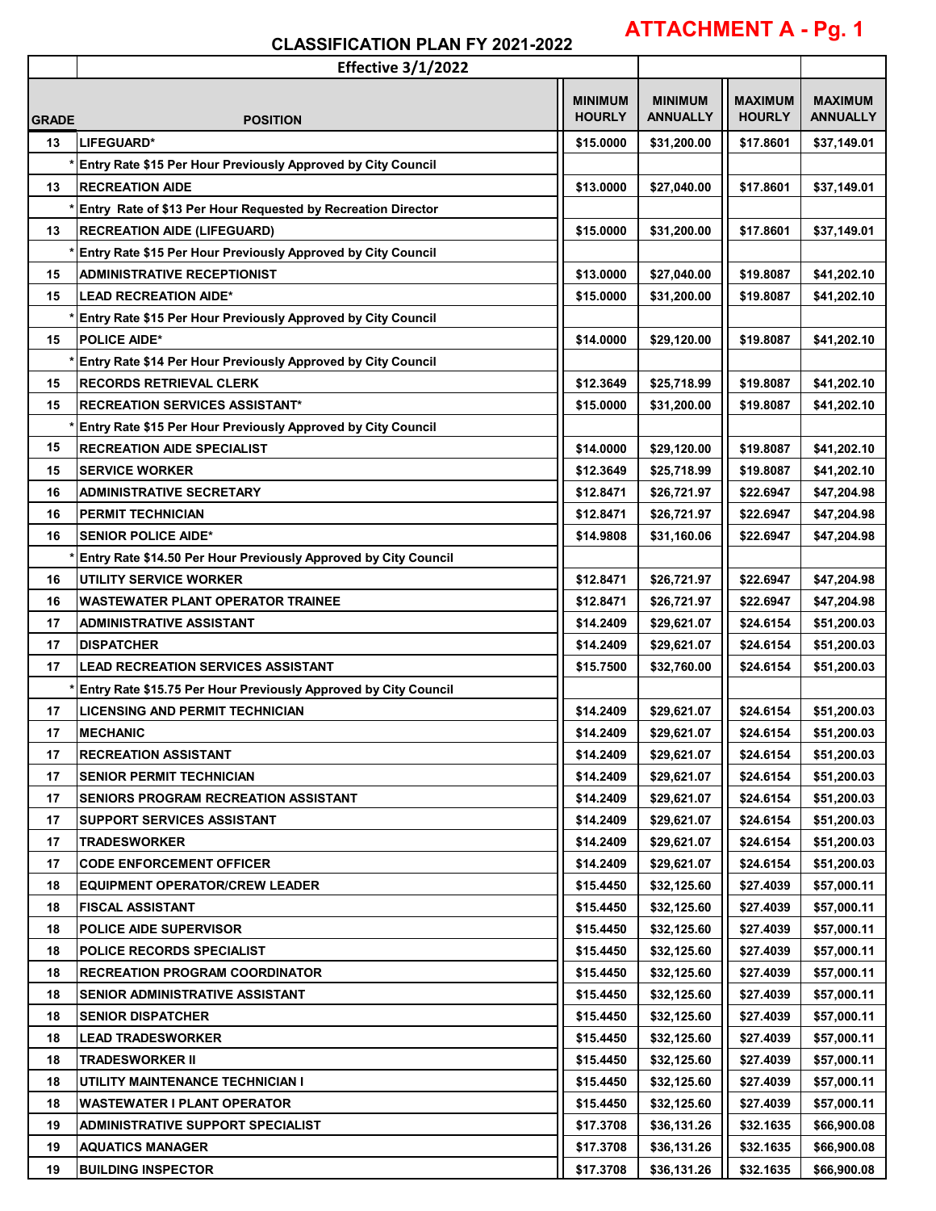# ATTACHMENT A - Pg. 1

## CLASSIFICATION PLAN FY 2021-2022

**Effective 3/1/2022**

| GRADE | POSITION | MINIMUM HOURLY | MINIMUM ANNUALLY | MAXIMUM HOURLY | MAXIMUM ANNUALLY |
|---|---|---|---|---|---|
| 13 | LIFEGUARD* | $15.0000 | $31,200.00 | $17.8601 | $37,149.01 |
| * | Entry Rate $15 Per Hour Previously Approved by City Council | | | | |
| 13 | RECREATION AIDE | $13.0000 | $27,040.00 | $17.8601 | $37,149.01 |
| * | Entry Rate of $13 Per Hour Requested by Recreation Director | | | | |
| 13 | RECREATION AIDE (LIFEGUARD) | $15.0000 | $31,200.00 | $17.8601 | $37,149.01 |
| * | Entry Rate $15 Per Hour Previously Approved by City Council | | | | |
| 15 | ADMINISTRATIVE RECEPTIONIST | $13.0000 | $27,040.00 | $19.8087 | $41,202.10 |
| 15 | LEAD RECREATION AIDE* | $15.0000 | $31,200.00 | $19.8087 | $41,202.10 |
| * | Entry Rate $15 Per Hour Previously Approved by City Council | | | | |
| 15 | POLICE AIDE* | $14.0000 | $29,120.00 | $19.8087 | $41,202.10 |
| * | Entry Rate $14 Per Hour Previously Approved by City Council | | | | |
| 15 | RECORDS RETRIEVAL CLERK | $12.3649 | $25,718.99 | $19.8087 | $41,202.10 |
| 15 | RECREATION SERVICES ASSISTANT* | $15.0000 | $31,200.00 | $19.8087 | $41,202.10 |
| * | Entry Rate $15 Per Hour Previously Approved by City Council | | | | |
| 15 | RECREATION AIDE SPECIALIST | $14.0000 | $29,120.00 | $19.8087 | $41,202.10 |
| 15 | SERVICE WORKER | $12.3649 | $25,718.99 | $19.8087 | $41,202.10 |
| 16 | ADMINISTRATIVE SECRETARY | $12.8471 | $26,721.97 | $22.6947 | $47,204.98 |
| 16 | PERMIT TECHNICIAN | $12.8471 | $26,721.97 | $22.6947 | $47,204.98 |
| 16 | SENIOR POLICE AIDE* | $14.9808 | $31,160.06 | $22.6947 | $47,204.98 |
| * | Entry Rate $14.50 Per Hour Previously Approved by City Council | | | | |
| 16 | UTILITY SERVICE WORKER | $12.8471 | $26,721.97 | $22.6947 | $47,204.98 |
| 16 | WASTEWATER PLANT OPERATOR TRAINEE | $12.8471 | $26,721.97 | $22.6947 | $47,204.98 |
| 17 | ADMINISTRATIVE ASSISTANT | $14.2409 | $29,621.07 | $24.6154 | $51,200.03 |
| 17 | DISPATCHER | $14.2409 | $29,621.07 | $24.6154 | $51,200.03 |
| 17 | LEAD RECREATION SERVICES ASSISTANT | $15.7500 | $32,760.00 | $24.6154 | $51,200.03 |
| * | Entry Rate $15.75 Per Hour Previously Approved by City Council | | | | |
| 17 | LICENSING AND PERMIT TECHNICIAN | $14.2409 | $29,621.07 | $24.6154 | $51,200.03 |
| 17 | MECHANIC | $14.2409 | $29,621.07 | $24.6154 | $51,200.03 |
| 17 | RECREATION ASSISTANT | $14.2409 | $29,621.07 | $24.6154 | $51,200.03 |
| 17 | SENIOR PERMIT TECHNICIAN | $14.2409 | $29,621.07 | $24.6154 | $51,200.03 |
| 17 | SENIORS PROGRAM RECREATION ASSISTANT | $14.2409 | $29,621.07 | $24.6154 | $51,200.03 |
| 17 | SUPPORT SERVICES ASSISTANT | $14.2409 | $29,621.07 | $24.6154 | $51,200.03 |
| 17 | TRADESWORKER | $14.2409 | $29,621.07 | $24.6154 | $51,200.03 |
| 17 | CODE ENFORCEMENT OFFICER | $14.2409 | $29,621.07 | $24.6154 | $51,200.03 |
| 18 | EQUIPMENT OPERATOR/CREW LEADER | $15.4450 | $32,125.60 | $27.4039 | $57,000.11 |
| 18 | FISCAL ASSISTANT | $15.4450 | $32,125.60 | $27.4039 | $57,000.11 |
| 18 | POLICE AIDE SUPERVISOR | $15.4450 | $32,125.60 | $27.4039 | $57,000.11 |
| 18 | POLICE RECORDS SPECIALIST | $15.4450 | $32,125.60 | $27.4039 | $57,000.11 |
| 18 | RECREATION PROGRAM COORDINATOR | $15.4450 | $32,125.60 | $27.4039 | $57,000.11 |
| 18 | SENIOR ADMINISTRATIVE ASSISTANT | $15.4450 | $32,125.60 | $27.4039 | $57,000.11 |
| 18 | SENIOR DISPATCHER | $15.4450 | $32,125.60 | $27.4039 | $57,000.11 |
| 18 | LEAD TRADESWORKER | $15.4450 | $32,125.60 | $27.4039 | $57,000.11 |
| 18 | TRADESWORKER II | $15.4450 | $32,125.60 | $27.4039 | $57,000.11 |
| 18 | UTILITY MAINTENANCE TECHNICIAN I | $15.4450 | $32,125.60 | $27.4039 | $57,000.11 |
| 18 | WASTEWATER I PLANT OPERATOR | $15.4450 | $32,125.60 | $27.4039 | $57,000.11 |
| 19 | ADMINISTRATIVE SUPPORT SPECIALIST | $17.3708 | $36,131.26 | $32.1635 | $66,900.08 |
| 19 | AQUATICS MANAGER | $17.3708 | $36,131.26 | $32.1635 | $66,900.08 |
| 19 | BUILDING INSPECTOR | $17.3708 | $36,131.26 | $32.1635 | $66,900.08 |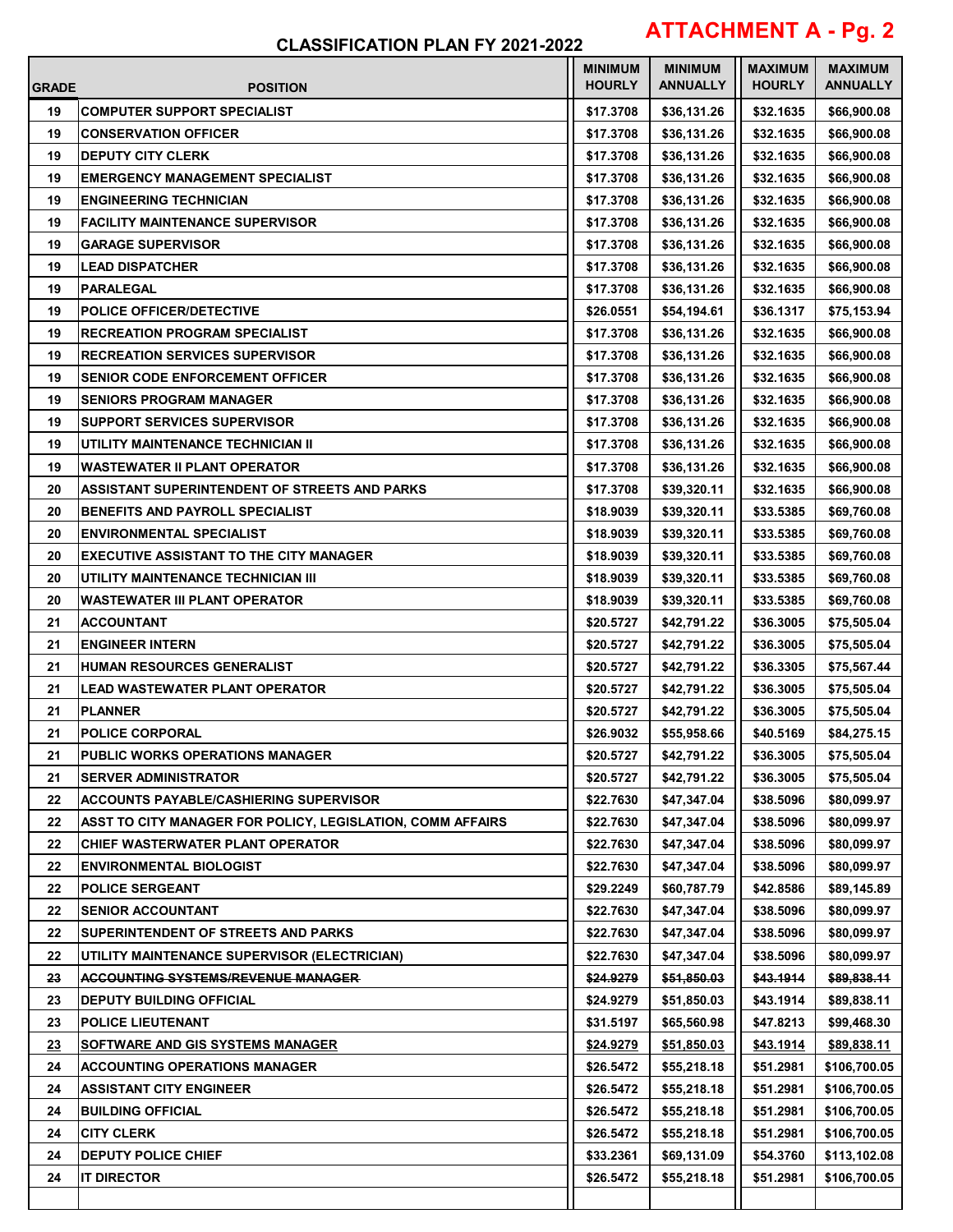# ATTACHMENT A - Pg. 2

## CLASSIFICATION PLAN FY 2021-2022

| GRADE | POSITION | MINIMUM HOURLY | MINIMUM ANNUALLY | MAXIMUM HOURLY | MAXIMUM ANNUALLY |
|---|---|---|---|---|---|
| 19 | COMPUTER SUPPORT SPECIALIST | $17.3708 | $36,131.26 | $32.1635 | $66,900.08 |
| 19 | CONSERVATION OFFICER | $17.3708 | $36,131.26 | $32.1635 | $66,900.08 |
| 19 | DEPUTY CITY CLERK | $17.3708 | $36,131.26 | $32.1635 | $66,900.08 |
| 19 | EMERGENCY MANAGEMENT SPECIALIST | $17.3708 | $36,131.26 | $32.1635 | $66,900.08 |
| 19 | ENGINEERING TECHNICIAN | $17.3708 | $36,131.26 | $32.1635 | $66,900.08 |
| 19 | FACILITY MAINTENANCE SUPERVISOR | $17.3708 | $36,131.26 | $32.1635 | $66,900.08 |
| 19 | GARAGE SUPERVISOR | $17.3708 | $36,131.26 | $32.1635 | $66,900.08 |
| 19 | LEAD DISPATCHER | $17.3708 | $36,131.26 | $32.1635 | $66,900.08 |
| 19 | PARALEGAL | $17.3708 | $36,131.26 | $32.1635 | $66,900.08 |
| 19 | POLICE OFFICER/DETECTIVE | $26.0551 | $54,194.61 | $36.1317 | $75,153.94 |
| 19 | RECREATION PROGRAM SPECIALIST | $17.3708 | $36,131.26 | $32.1635 | $66,900.08 |
| 19 | RECREATION SERVICES SUPERVISOR | $17.3708 | $36,131.26 | $32.1635 | $66,900.08 |
| 19 | SENIOR CODE ENFORCEMENT OFFICER | $17.3708 | $36,131.26 | $32.1635 | $66,900.08 |
| 19 | SENIORS PROGRAM MANAGER | $17.3708 | $36,131.26 | $32.1635 | $66,900.08 |
| 19 | SUPPORT SERVICES SUPERVISOR | $17.3708 | $36,131.26 | $32.1635 | $66,900.08 |
| 19 | UTILITY MAINTENANCE TECHNICIAN II | $17.3708 | $36,131.26 | $32.1635 | $66,900.08 |
| 19 | WASTEWATER II PLANT OPERATOR | $17.3708 | $36,131.26 | $32.1635 | $66,900.08 |
| 20 | ASSISTANT SUPERINTENDENT OF STREETS AND PARKS | $17.3708 | $39,320.11 | $32.1635 | $66,900.08 |
| 20 | BENEFITS AND PAYROLL SPECIALIST | $18.9039 | $39,320.11 | $33.5385 | $69,760.08 |
| 20 | ENVIRONMENTAL SPECIALIST | $18.9039 | $39,320.11 | $33.5385 | $69,760.08 |
| 20 | EXECUTIVE ASSISTANT TO THE CITY MANAGER | $18.9039 | $39,320.11 | $33.5385 | $69,760.08 |
| 20 | UTILITY MAINTENANCE TECHNICIAN III | $18.9039 | $39,320.11 | $33.5385 | $69,760.08 |
| 20 | WASTEWATER III PLANT OPERATOR | $18.9039 | $39,320.11 | $33.5385 | $69,760.08 |
| 21 | ACCOUNTANT | $20.5727 | $42,791.22 | $36.3005 | $75,505.04 |
| 21 | ENGINEER INTERN | $20.5727 | $42,791.22 | $36.3005 | $75,505.04 |
| 21 | HUMAN RESOURCES GENERALIST | $20.5727 | $42,791.22 | $36.3305 | $75,567.44 |
| 21 | LEAD WASTEWATER PLANT OPERATOR | $20.5727 | $42,791.22 | $36.3005 | $75,505.04 |
| 21 | PLANNER | $20.5727 | $42,791.22 | $36.3005 | $75,505.04 |
| 21 | POLICE CORPORAL | $26.9032 | $55,958.66 | $40.5169 | $84,275.15 |
| 21 | PUBLIC WORKS OPERATIONS MANAGER | $20.5727 | $42,791.22 | $36.3005 | $75,505.04 |
| 21 | SERVER ADMINISTRATOR | $20.5727 | $42,791.22 | $36.3005 | $75,505.04 |
| 22 | ACCOUNTS PAYABLE/CASHIERING SUPERVISOR | $22.7630 | $47,347.04 | $38.5096 | $80,099.97 |
| 22 | ASST TO CITY MANAGER FOR POLICY, LEGISLATION, COMM AFFAIRS | $22.7630 | $47,347.04 | $38.5096 | $80,099.97 |
| 22 | CHIEF WASTERWATER PLANT OPERATOR | $22.7630 | $47,347.04 | $38.5096 | $80,099.97 |
| 22 | ENVIRONMENTAL BIOLOGIST | $22.7630 | $47,347.04 | $38.5096 | $80,099.97 |
| 22 | POLICE SERGEANT | $29.2249 | $60,787.79 | $42.8586 | $89,145.89 |
| 22 | SENIOR ACCOUNTANT | $22.7630 | $47,347.04 | $38.5096 | $80,099.97 |
| 22 | SUPERINTENDENT OF STREETS AND PARKS | $22.7630 | $47,347.04 | $38.5096 | $80,099.97 |
| 22 | UTILITY MAINTENANCE SUPERVISOR (ELECTRICIAN) | $22.7630 | $47,347.04 | $38.5096 | $80,099.97 |
| ~~23~~ | ~~ACCOUNTING SYSTEMS/REVENUE MANAGER~~ | ~~$24.9279~~ | ~~$51,850.03~~ | ~~$43.1914~~ | ~~$89,838.11~~ |
| 23 | DEPUTY BUILDING OFFICIAL | $24.9279 | $51,850.03 | $43.1914 | $89,838.11 |
| 23 | POLICE LIEUTENANT | $31.5197 | $65,560.98 | $47.8213 | $99,468.30 |
| 23 | SOFTWARE AND GIS SYSTEMS MANAGER | $24.9279 | $51,850.03 | $43.1914 | $89,838.11 |
| 24 | ACCOUNTING OPERATIONS MANAGER | $26.5472 | $55,218.18 | $51.2981 | $106,700.05 |
| 24 | ASSISTANT CITY ENGINEER | $26.5472 | $55,218.18 | $51.2981 | $106,700.05 |
| 24 | BUILDING OFFICIAL | $26.5472 | $55,218.18 | $51.2981 | $106,700.05 |
| 24 | CITY CLERK | $26.5472 | $55,218.18 | $51.2981 | $106,700.05 |
| 24 | DEPUTY POLICE CHIEF | $33.2361 | $69,131.09 | $54.3760 | $113,102.08 |
| 24 | IT DIRECTOR | $26.5472 | $55,218.18 | $51.2981 | $106,700.05 |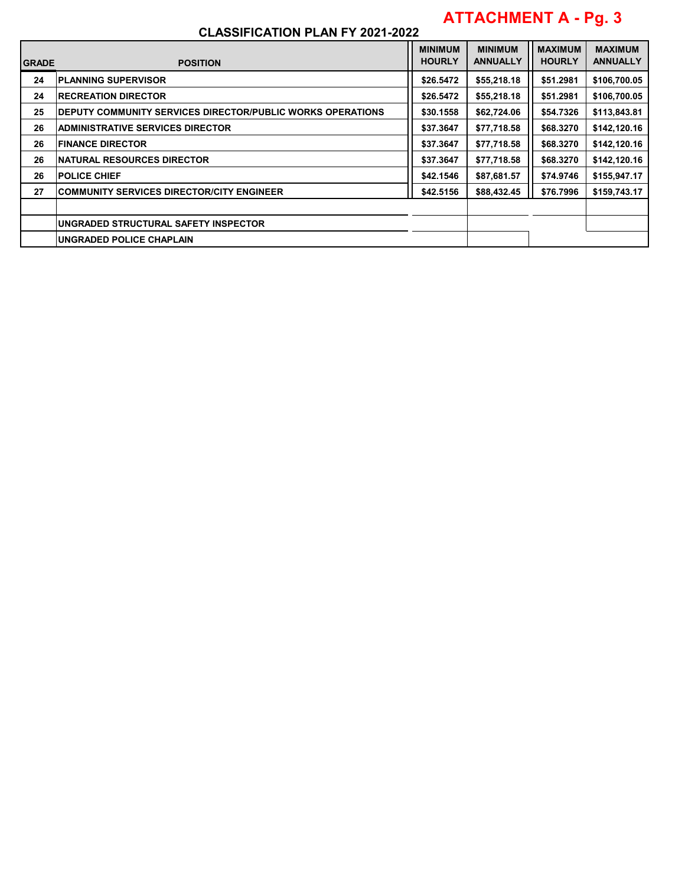**ATTACHMENT A - Pg. 3**

## CLASSIFICATION PLAN FY 2021-2022

| GRADE | POSITION | MINIMUM HOURLY | MINIMUM ANNUALLY | MAXIMUM HOURLY | MAXIMUM ANNUALLY |
|---|---|---|---|---|---|
| 24 | PLANNING SUPERVISOR | $26.5472 | $55,218.18 | $51.2981 | $106,700.05 |
| 24 | RECREATION DIRECTOR | $26.5472 | $55,218.18 | $51.2981 | $106,700.05 |
| 25 | DEPUTY COMMUNITY SERVICES DIRECTOR/PUBLIC WORKS OPERATIONS | $30.1558 | $62,724.06 | $54.7326 | $113,843.81 |
| 26 | ADMINISTRATIVE SERVICES DIRECTOR | $37.3647 | $77,718.58 | $68.3270 | $142,120.16 |
| 26 | FINANCE DIRECTOR | $37.3647 | $77,718.58 | $68.3270 | $142,120.16 |
| 26 | NATURAL RESOURCES DIRECTOR | $37.3647 | $77,718.58 | $68.3270 | $142,120.16 |
| 26 | POLICE CHIEF | $42.1546 | $87,681.57 | $74.9746 | $155,947.17 |
| 27 | COMMUNITY SERVICES DIRECTOR/CITY ENGINEER | $42.5156 | $88,432.45 | $76.7996 | $159,743.17 |
| | | | | | |
| | UNGRADED STRUCTURAL SAFETY INSPECTOR | | | | |
| | UNGRADED POLICE CHAPLAIN | | | | |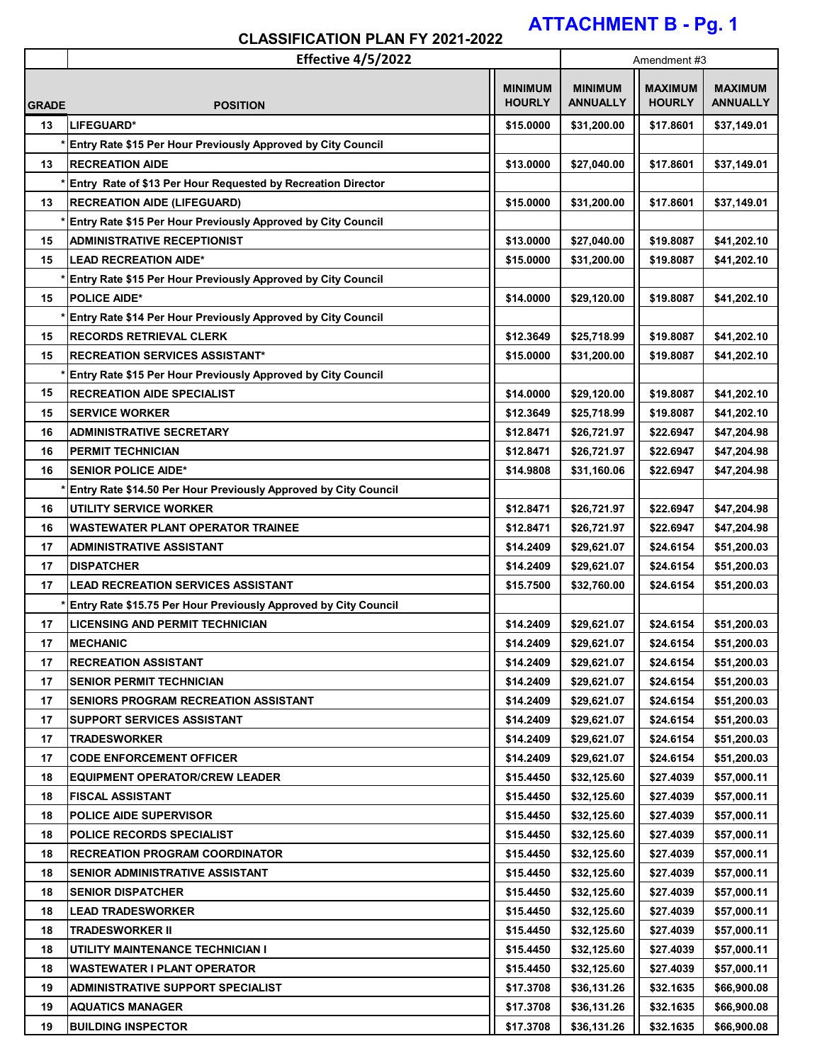**ATTACHMENT B - Pg. 1**

**CLASSIFICATION PLAN FY 2021-2022**

| | Effective 4/5/2022 | | Amendment #3 | | |
|---|---|---|---|---|---|
| **GRADE** | **POSITION** | **MINIMUM HOURLY** | **MINIMUM ANNUALLY** | **MAXIMUM HOURLY** | **MAXIMUM ANNUALLY** |
| 13 | LIFEGUARD* | $15.0000 | $31,200.00 | $17.8601 | $37,149.01 |
| * | Entry Rate $15 Per Hour Previously Approved by City Council | | | | |
| 13 | RECREATION AIDE | $13.0000 | $27,040.00 | $17.8601 | $37,149.01 |
| * | Entry Rate of $13 Per Hour Requested by Recreation Director | | | | |
| 13 | RECREATION AIDE (LIFEGUARD) | $15.0000 | $31,200.00 | $17.8601 | $37,149.01 |
| * | Entry Rate $15 Per Hour Previously Approved by City Council | | | | |
| 15 | ADMINISTRATIVE RECEPTIONIST | $13.0000 | $27,040.00 | $19.8087 | $41,202.10 |
| 15 | LEAD RECREATION AIDE* | $15.0000 | $31,200.00 | $19.8087 | $41,202.10 |
| * | Entry Rate $15 Per Hour Previously Approved by City Council | | | | |
| 15 | POLICE AIDE* | $14.0000 | $29,120.00 | $19.8087 | $41,202.10 |
| * | Entry Rate $14 Per Hour Previously Approved by City Council | | | | |
| 15 | RECORDS RETRIEVAL CLERK | $12.3649 | $25,718.99 | $19.8087 | $41,202.10 |
| 15 | RECREATION SERVICES ASSISTANT* | $15.0000 | $31,200.00 | $19.8087 | $41,202.10 |
| * | Entry Rate $15 Per Hour Previously Approved by City Council | | | | |
| 15 | RECREATION AIDE SPECIALIST | $14.0000 | $29,120.00 | $19.8087 | $41,202.10 |
| 15 | SERVICE WORKER | $12.3649 | $25,718.99 | $19.8087 | $41,202.10 |
| 16 | ADMINISTRATIVE SECRETARY | $12.8471 | $26,721.97 | $22.6947 | $47,204.98 |
| 16 | PERMIT TECHNICIAN | $12.8471 | $26,721.97 | $22.6947 | $47,204.98 |
| 16 | SENIOR POLICE AIDE* | $14.9808 | $31,160.06 | $22.6947 | $47,204.98 |
| * | Entry Rate $14.50 Per Hour Previously Approved by City Council | | | | |
| 16 | UTILITY SERVICE WORKER | $12.8471 | $26,721.97 | $22.6947 | $47,204.98 |
| 16 | WASTEWATER PLANT OPERATOR TRAINEE | $12.8471 | $26,721.97 | $22.6947 | $47,204.98 |
| 17 | ADMINISTRATIVE ASSISTANT | $14.2409 | $29,621.07 | $24.6154 | $51,200.03 |
| 17 | DISPATCHER | $14.2409 | $29,621.07 | $24.6154 | $51,200.03 |
| 17 | LEAD RECREATION SERVICES ASSISTANT | $15.7500 | $32,760.00 | $24.6154 | $51,200.03 |
| * | Entry Rate $15.75 Per Hour Previously Approved by City Council | | | | |
| 17 | LICENSING AND PERMIT TECHNICIAN | $14.2409 | $29,621.07 | $24.6154 | $51,200.03 |
| 17 | MECHANIC | $14.2409 | $29,621.07 | $24.6154 | $51,200.03 |
| 17 | RECREATION ASSISTANT | $14.2409 | $29,621.07 | $24.6154 | $51,200.03 |
| 17 | SENIOR PERMIT TECHNICIAN | $14.2409 | $29,621.07 | $24.6154 | $51,200.03 |
| 17 | SENIORS PROGRAM RECREATION ASSISTANT | $14.2409 | $29,621.07 | $24.6154 | $51,200.03 |
| 17 | SUPPORT SERVICES ASSISTANT | $14.2409 | $29,621.07 | $24.6154 | $51,200.03 |
| 17 | TRADESWORKER | $14.2409 | $29,621.07 | $24.6154 | $51,200.03 |
| 17 | CODE ENFORCEMENT OFFICER | $14.2409 | $29,621.07 | $24.6154 | $51,200.03 |
| 18 | EQUIPMENT OPERATOR/CREW LEADER | $15.4450 | $32,125.60 | $27.4039 | $57,000.11 |
| 18 | FISCAL ASSISTANT | $15.4450 | $32,125.60 | $27.4039 | $57,000.11 |
| 18 | POLICE AIDE SUPERVISOR | $15.4450 | $32,125.60 | $27.4039 | $57,000.11 |
| 18 | POLICE RECORDS SPECIALIST | $15.4450 | $32,125.60 | $27.4039 | $57,000.11 |
| 18 | RECREATION PROGRAM COORDINATOR | $15.4450 | $32,125.60 | $27.4039 | $57,000.11 |
| 18 | SENIOR ADMINISTRATIVE ASSISTANT | $15.4450 | $32,125.60 | $27.4039 | $57,000.11 |
| 18 | SENIOR DISPATCHER | $15.4450 | $32,125.60 | $27.4039 | $57,000.11 |
| 18 | LEAD TRADESWORKER | $15.4450 | $32,125.60 | $27.4039 | $57,000.11 |
| 18 | TRADESWORKER II | $15.4450 | $32,125.60 | $27.4039 | $57,000.11 |
| 18 | UTILITY MAINTENANCE TECHNICIAN I | $15.4450 | $32,125.60 | $27.4039 | $57,000.11 |
| 18 | WASTEWATER I PLANT OPERATOR | $15.4450 | $32,125.60 | $27.4039 | $57,000.11 |
| 19 | ADMINISTRATIVE SUPPORT SPECIALIST | $17.3708 | $36,131.26 | $32.1635 | $66,900.08 |
| 19 | AQUATICS MANAGER | $17.3708 | $36,131.26 | $32.1635 | $66,900.08 |
| 19 | BUILDING INSPECTOR | $17.3708 | $36,131.26 | $32.1635 | $66,900.08 |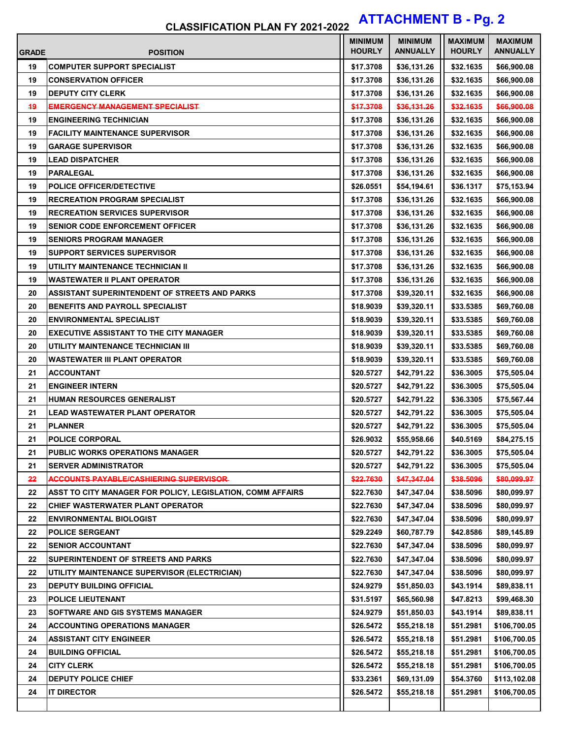## ATTACHMENT B - Pg. 2

## CLASSIFICATION PLAN FY 2021-2022

| GRADE | POSITION | MINIMUM HOURLY | MINIMUM ANNUALLY | MAXIMUM HOURLY | MAXIMUM ANNUALLY |
|---|---|---|---|---|---|
| 19 | COMPUTER SUPPORT SPECIALIST | $17.3708 | $36,131.26 | $32.1635 | $66,900.08 |
| 19 | CONSERVATION OFFICER | $17.3708 | $36,131.26 | $32.1635 | $66,900.08 |
| 19 | DEPUTY CITY CLERK | $17.3708 | $36,131.26 | $32.1635 | $66,900.08 |
| ~~19~~ | ~~EMERGENCY MANAGEMENT SPECIALIST~~ | ~~$17.3708~~ | ~~$36,131.26~~ | ~~$32.1635~~ | ~~$66,900.08~~ |
| 19 | ENGINEERING TECHNICIAN | $17.3708 | $36,131.26 | $32.1635 | $66,900.08 |
| 19 | FACILITY MAINTENANCE SUPERVISOR | $17.3708 | $36,131.26 | $32.1635 | $66,900.08 |
| 19 | GARAGE SUPERVISOR | $17.3708 | $36,131.26 | $32.1635 | $66,900.08 |
| 19 | LEAD DISPATCHER | $17.3708 | $36,131.26 | $32.1635 | $66,900.08 |
| 19 | PARALEGAL | $17.3708 | $36,131.26 | $32.1635 | $66,900.08 |
| 19 | POLICE OFFICER/DETECTIVE | $26.0551 | $54,194.61 | $36.1317 | $75,153.94 |
| 19 | RECREATION PROGRAM SPECIALIST | $17.3708 | $36,131.26 | $32.1635 | $66,900.08 |
| 19 | RECREATION SERVICES SUPERVISOR | $17.3708 | $36,131.26 | $32.1635 | $66,900.08 |
| 19 | SENIOR CODE ENFORCEMENT OFFICER | $17.3708 | $36,131.26 | $32.1635 | $66,900.08 |
| 19 | SENIORS PROGRAM MANAGER | $17.3708 | $36,131.26 | $32.1635 | $66,900.08 |
| 19 | SUPPORT SERVICES SUPERVISOR | $17.3708 | $36,131.26 | $32.1635 | $66,900.08 |
| 19 | UTILITY MAINTENANCE TECHNICIAN II | $17.3708 | $36,131.26 | $32.1635 | $66,900.08 |
| 19 | WASTEWATER II PLANT OPERATOR | $17.3708 | $36,131.26 | $32.1635 | $66,900.08 |
| 20 | ASSISTANT SUPERINTENDENT OF STREETS AND PARKS | $17.3708 | $39,320.11 | $32.1635 | $66,900.08 |
| 20 | BENEFITS AND PAYROLL SPECIALIST | $18.9039 | $39,320.11 | $33.5385 | $69,760.08 |
| 20 | ENVIRONMENTAL SPECIALIST | $18.9039 | $39,320.11 | $33.5385 | $69,760.08 |
| 20 | EXECUTIVE ASSISTANT TO THE CITY MANAGER | $18.9039 | $39,320.11 | $33.5385 | $69,760.08 |
| 20 | UTILITY MAINTENANCE TECHNICIAN III | $18.9039 | $39,320.11 | $33.5385 | $69,760.08 |
| 20 | WASTEWATER III PLANT OPERATOR | $18.9039 | $39,320.11 | $33.5385 | $69,760.08 |
| 21 | ACCOUNTANT | $20.5727 | $42,791.22 | $36.3005 | $75,505.04 |
| 21 | ENGINEER INTERN | $20.5727 | $42,791.22 | $36.3005 | $75,505.04 |
| 21 | HUMAN RESOURCES GENERALIST | $20.5727 | $42,791.22 | $36.3305 | $75,567.44 |
| 21 | LEAD WASTEWATER PLANT OPERATOR | $20.5727 | $42,791.22 | $36.3005 | $75,505.04 |
| 21 | PLANNER | $20.5727 | $42,791.22 | $36.3005 | $75,505.04 |
| 21 | POLICE CORPORAL | $26.9032 | $55,958.66 | $40.5169 | $84,275.15 |
| 21 | PUBLIC WORKS OPERATIONS MANAGER | $20.5727 | $42,791.22 | $36.3005 | $75,505.04 |
| 21 | SERVER ADMINISTRATOR | $20.5727 | $42,791.22 | $36.3005 | $75,505.04 |
| ~~22~~ | ~~ACCOUNTS PAYABLE/CASHIERING SUPERVISOR~~ | ~~$22.7630~~ | ~~$47,347.04~~ | ~~$38.5096~~ | ~~$80,099.97~~ |
| 22 | ASST TO CITY MANAGER FOR POLICY, LEGISLATION, COMM AFFAIRS | $22.7630 | $47,347.04 | $38.5096 | $80,099.97 |
| 22 | CHIEF WASTERWATER PLANT OPERATOR | $22.7630 | $47,347.04 | $38.5096 | $80,099.97 |
| 22 | ENVIRONMENTAL BIOLOGIST | $22.7630 | $47,347.04 | $38.5096 | $80,099.97 |
| 22 | POLICE SERGEANT | $29.2249 | $60,787.79 | $42.8586 | $89,145.89 |
| 22 | SENIOR ACCOUNTANT | $22.7630 | $47,347.04 | $38.5096 | $80,099.97 |
| 22 | SUPERINTENDENT OF STREETS AND PARKS | $22.7630 | $47,347.04 | $38.5096 | $80,099.97 |
| 22 | UTILITY MAINTENANCE SUPERVISOR (ELECTRICIAN) | $22.7630 | $47,347.04 | $38.5096 | $80,099.97 |
| 23 | DEPUTY BUILDING OFFICIAL | $24.9279 | $51,850.03 | $43.1914 | $89,838.11 |
| 23 | POLICE LIEUTENANT | $31.5197 | $65,560.98 | $47.8213 | $99,468.30 |
| 23 | SOFTWARE AND GIS SYSTEMS MANAGER | $24.9279 | $51,850.03 | $43.1914 | $89,838.11 |
| 24 | ACCOUNTING OPERATIONS MANAGER | $26.5472 | $55,218.18 | $51.2981 | $106,700.05 |
| 24 | ASSISTANT CITY ENGINEER | $26.5472 | $55,218.18 | $51.2981 | $106,700.05 |
| 24 | BUILDING OFFICIAL | $26.5472 | $55,218.18 | $51.2981 | $106,700.05 |
| 24 | CITY CLERK | $26.5472 | $55,218.18 | $51.2981 | $106,700.05 |
| 24 | DEPUTY POLICE CHIEF | $33.2361 | $69,131.09 | $54.3760 | $113,102.08 |
| 24 | IT DIRECTOR | $26.5472 | $55,218.18 | $51.2981 | $106,700.05 |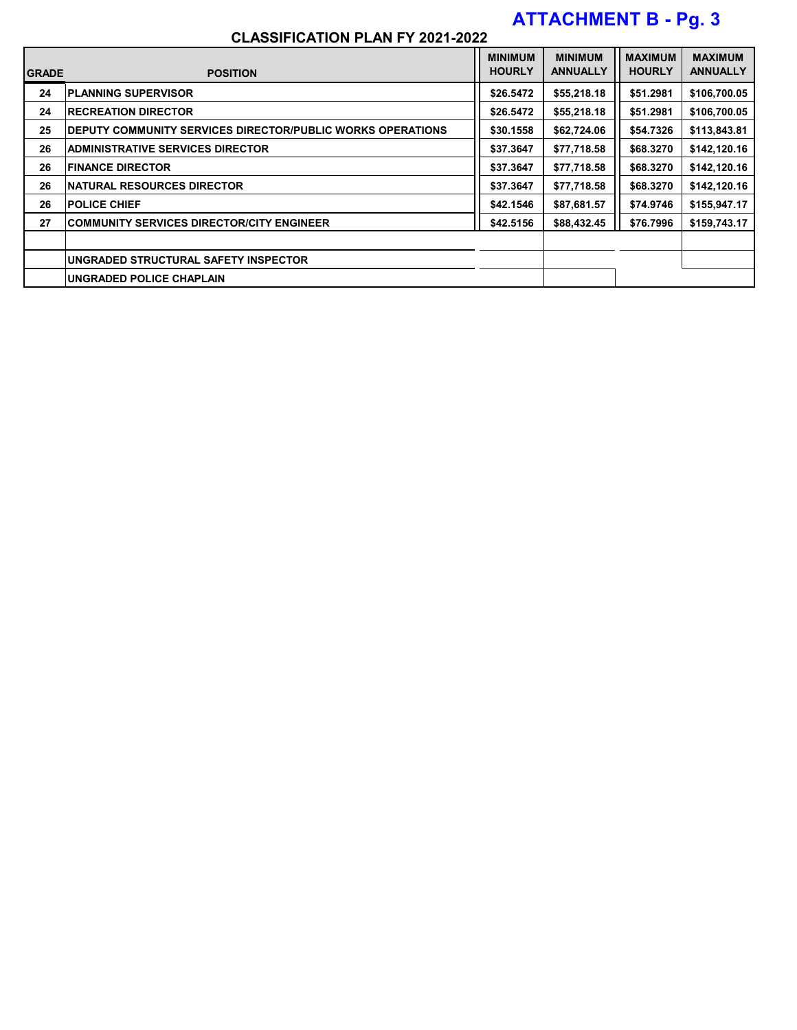# ATTACHMENT B - Pg. 3

## CLASSIFICATION PLAN FY 2021-2022

| GRADE | POSITION | MINIMUM HOURLY | MINIMUM ANNUALLY | MAXIMUM HOURLY | MAXIMUM ANNUALLY |
|---|---|---|---|---|---|
| 24 | PLANNING SUPERVISOR | $26.5472 | $55,218.18 | $51.2981 | $106,700.05 |
| 24 | RECREATION DIRECTOR | $26.5472 | $55,218.18 | $51.2981 | $106,700.05 |
| 25 | DEPUTY COMMUNITY SERVICES DIRECTOR/PUBLIC WORKS OPERATIONS | $30.1558 | $62,724.06 | $54.7326 | $113,843.81 |
| 26 | ADMINISTRATIVE SERVICES DIRECTOR | $37.3647 | $77,718.58 | $68.3270 | $142,120.16 |
| 26 | FINANCE DIRECTOR | $37.3647 | $77,718.58 | $68.3270 | $142,120.16 |
| 26 | NATURAL RESOURCES DIRECTOR | $37.3647 | $77,718.58 | $68.3270 | $142,120.16 |
| 26 | POLICE CHIEF | $42.1546 | $87,681.57 | $74.9746 | $155,947.17 |
| 27 | COMMUNITY SERVICES DIRECTOR/CITY ENGINEER | $42.5156 | $88,432.45 | $76.7996 | $159,743.17 |
| | | | | | |
| | UNGRADED STRUCTURAL SAFETY INSPECTOR | | | | |
| | UNGRADED POLICE CHAPLAIN | | | | |